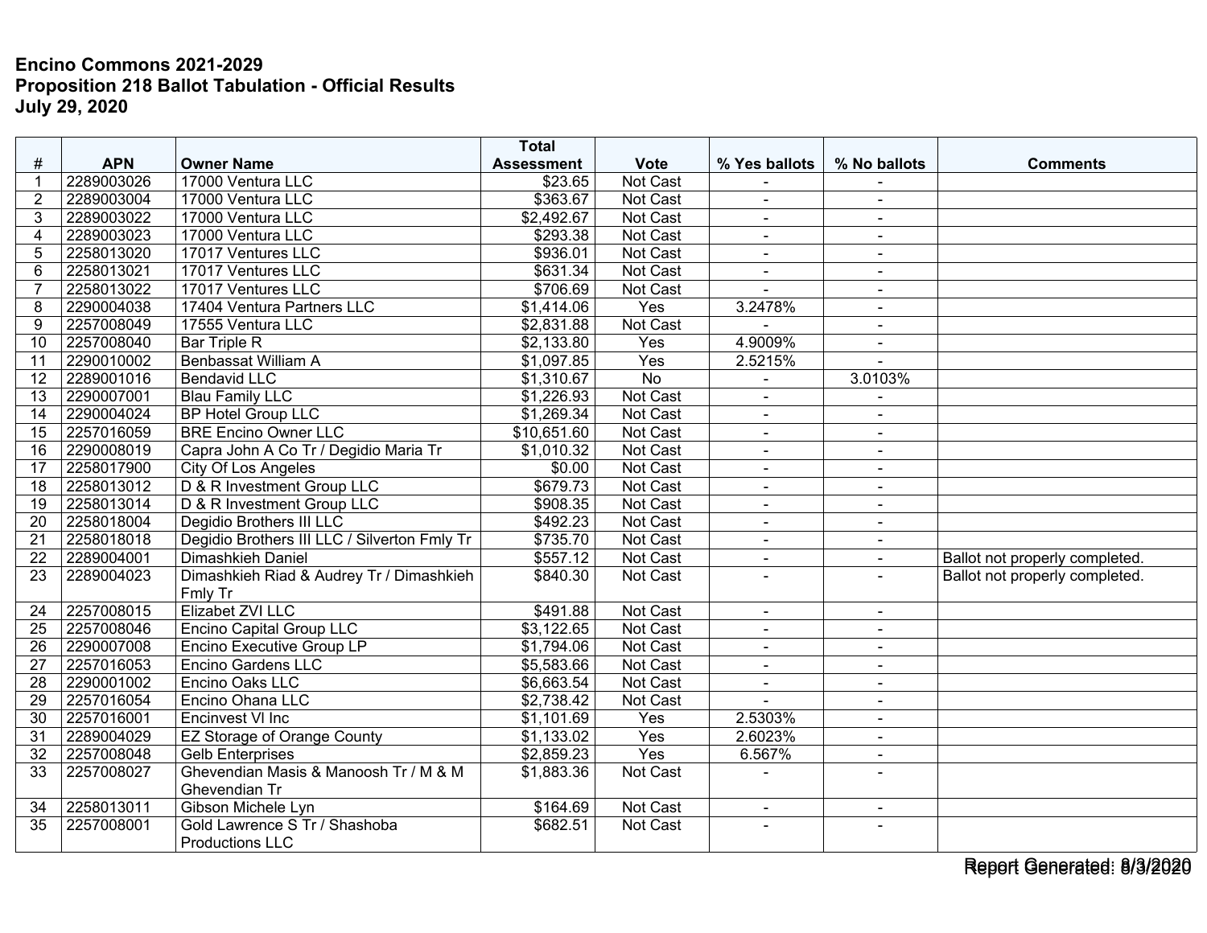**Encino Commons 2021-2029**
**Proposition 218 Ballot Tabulation - Official Results**
**July 29, 2020**

| # | APN | Owner Name | Total Assessment | Vote | % Yes ballots | % No ballots | Comments |
|---|---|---|---|---|---|---|---|
| 1 | 2289003026 | 17000 Ventura LLC | $23.65 | Not Cast | - | - | |
| 2 | 2289003004 | 17000 Ventura LLC | $363.67 | Not Cast | - | - | |
| 3 | 2289003022 | 17000 Ventura LLC | $2,492.67 | Not Cast | - | - | |
| 4 | 2289003023 | 17000 Ventura LLC | $293.38 | Not Cast | - | - | |
| 5 | 2258013020 | 17017 Ventures LLC | $936.01 | Not Cast | - | - | |
| 6 | 2258013021 | 17017 Ventures LLC | $631.34 | Not Cast | - | - | |
| 7 | 2258013022 | 17017 Ventures LLC | $706.69 | Not Cast | - | - | |
| 8 | 2290004038 | 17404 Ventura Partners LLC | $1,414.06 | Yes | 3.2478% | - | |
| 9 | 2257008049 | 17555 Ventura LLC | $2,831.88 | Not Cast | - | - | |
| 10 | 2257008040 | Bar Triple R | $2,133.80 | Yes | 4.9009% | - | |
| 11 | 2290010002 | Benbassat William A | $1,097.85 | Yes | 2.5215% | - | |
| 12 | 2289001016 | Bendavid LLC | $1,310.67 | No | - | 3.0103% | |
| 13 | 2290007001 | Blau Family LLC | $1,226.93 | Not Cast | - | - | |
| 14 | 2290004024 | BP Hotel Group LLC | $1,269.34 | Not Cast | - | - | |
| 15 | 2257016059 | BRE Encino Owner LLC | $10,651.60 | Not Cast | - | - | |
| 16 | 2290008019 | Capra John A Co Tr / Degidio Maria Tr | $1,010.32 | Not Cast | - | - | |
| 17 | 2258017900 | City Of Los Angeles | $0.00 | Not Cast | - | - | |
| 18 | 2258013012 | D & R Investment Group LLC | $679.73 | Not Cast | - | - | |
| 19 | 2258013014 | D & R Investment Group LLC | $908.35 | Not Cast | - | - | |
| 20 | 2258018004 | Degidio Brothers III LLC | $492.23 | Not Cast | - | - | |
| 21 | 2258018018 | Degidio Brothers III LLC / Silverton Fmly Tr | $735.70 | Not Cast | - | - | |
| 22 | 2289004001 | Dimashkieh Daniel | $557.12 | Not Cast | - | - | Ballot not properly completed. |
| 23 | 2289004023 | Dimashkieh Riad & Audrey Tr / Dimashkieh Fmly Tr | $840.30 | Not Cast | - | - | Ballot not properly completed. |
| 24 | 2257008015 | Elizabet ZVI LLC | $491.88 | Not Cast | - | - | |
| 25 | 2257008046 | Encino Capital Group LLC | $3,122.65 | Not Cast | - | - | |
| 26 | 2290007008 | Encino Executive Group LP | $1,794.06 | Not Cast | - | - | |
| 27 | 2257016053 | Encino Gardens LLC | $5,583.66 | Not Cast | - | - | |
| 28 | 2290001002 | Encino Oaks LLC | $6,663.54 | Not Cast | - | - | |
| 29 | 2257016054 | Encino Ohana LLC | $2,738.42 | Not Cast | - | - | |
| 30 | 2257016001 | Encinvest VI Inc | $1,101.69 | Yes | 2.5303% | - | |
| 31 | 2289004029 | EZ Storage of Orange County | $1,133.02 | Yes | 2.6023% | - | |
| 32 | 2257008048 | Gelb Enterprises | $2,859.23 | Yes | 6.567% | - | |
| 33 | 2257008027 | Ghevendian Masis & Manoosh Tr / M & M Ghevendian Tr | $1,883.36 | Not Cast | - | - | |
| 34 | 2258013011 | Gibson Michele Lyn | $164.69 | Not Cast | - | - | |
| 35 | 2257008001 | Gold Lawrence S Tr / Shashoba Productions LLC | $682.51 | Not Cast | - | - | |

Report Generated: 8/3/2020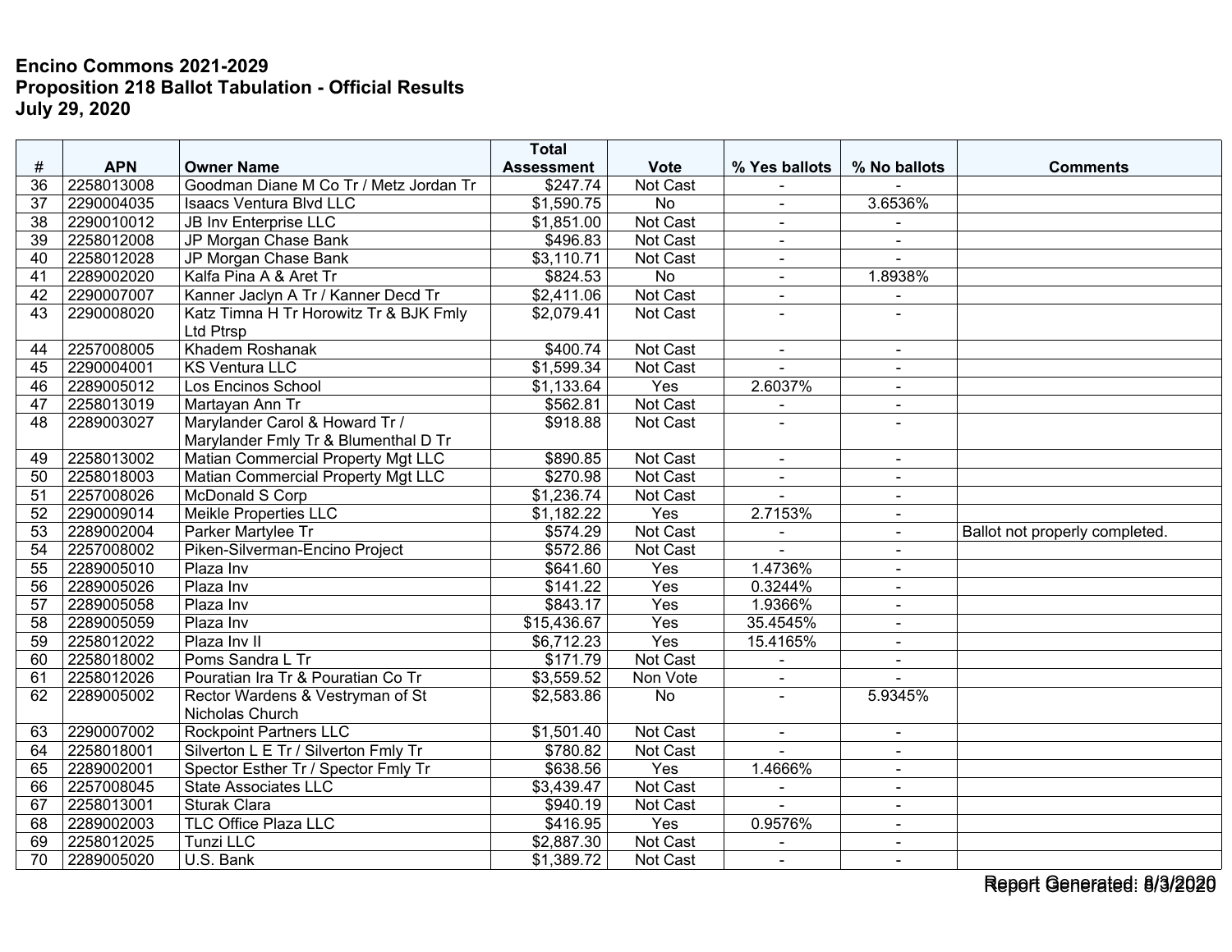**Encino Commons 2021-2029**
**Proposition 218 Ballot Tabulation - Official Results**
**July 29, 2020**

| # | APN | Owner Name | Total Assessment | Vote | % Yes ballots | % No ballots | Comments |
|---|---|---|---|---|---|---|---|
| 36 | 2258013008 | Goodman Diane M Co Tr / Metz Jordan Tr | $247.74 | Not Cast | - | - | |
| 37 | 2290004035 | Isaacs Ventura Blvd LLC | $1,590.75 | No | - | 3.6536% | |
| 38 | 2290010012 | JB Inv Enterprise LLC | $1,851.00 | Not Cast | - | - | |
| 39 | 2258012008 | JP Morgan Chase Bank | $496.83 | Not Cast | - | - | |
| 40 | 2258012028 | JP Morgan Chase Bank | $3,110.71 | Not Cast | - | - | |
| 41 | 2289002020 | Kalfa Pina A & Aret Tr | $824.53 | No | - | 1.8938% | |
| 42 | 2290007007 | Kanner Jaclyn A Tr / Kanner Decd Tr | $2,411.06 | Not Cast | - | - | |
| 43 | 2290008020 | Katz Timna H Tr Horowitz Tr & BJK Fmly Ltd Ptrsp | $2,079.41 | Not Cast | - | - | |
| 44 | 2257008005 | Khadem Roshanak | $400.74 | Not Cast | - | - | |
| 45 | 2290004001 | KS Ventura LLC | $1,599.34 | Not Cast | - | - | |
| 46 | 2289005012 | Los Encinos School | $1,133.64 | Yes | 2.6037% | - | |
| 47 | 2258013019 | Martayan Ann Tr | $562.81 | Not Cast | - | - | |
| 48 | 2289003027 | Marylander Carol & Howard Tr / Marylander Fmly Tr & Blumenthal D Tr | $918.88 | Not Cast | - | - | |
| 49 | 2258013002 | Matian Commercial Property Mgt LLC | $890.85 | Not Cast | - | - | |
| 50 | 2258018003 | Matian Commercial Property Mgt LLC | $270.98 | Not Cast | - | - | |
| 51 | 2257008026 | McDonald S Corp | $1,236.74 | Not Cast | - | - | |
| 52 | 2290009014 | Meikle Properties LLC | $1,182.22 | Yes | 2.7153% | - | |
| 53 | 2289002004 | Parker Martylee Tr | $574.29 | Not Cast | - | - | Ballot not properly completed. |
| 54 | 2257008002 | Piken-Silverman-Encino Project | $572.86 | Not Cast | - | - | |
| 55 | 2289005010 | Plaza Inv | $641.60 | Yes | 1.4736% | - | |
| 56 | 2289005026 | Plaza Inv | $141.22 | Yes | 0.3244% | - | |
| 57 | 2289005058 | Plaza Inv | $843.17 | Yes | 1.9366% | - | |
| 58 | 2289005059 | Plaza Inv | $15,436.67 | Yes | 35.4545% | - | |
| 59 | 2258012022 | Plaza Inv II | $6,712.23 | Yes | 15.4165% | - | |
| 60 | 2258018002 | Poms Sandra L Tr | $171.79 | Not Cast | - | - | |
| 61 | 2258012026 | Pouratian Ira Tr & Pouratian Co Tr | $3,559.52 | Non Vote | - | - | |
| 62 | 2289005002 | Rector Wardens & Vestryman of St Nicholas Church | $2,583.86 | No | - | 5.9345% | |
| 63 | 2290007002 | Rockpoint Partners LLC | $1,501.40 | Not Cast | - | - | |
| 64 | 2258018001 | Silverton L E Tr / Silverton Fmly Tr | $780.82 | Not Cast | - | - | |
| 65 | 2289002001 | Spector Esther Tr / Spector Fmly Tr | $638.56 | Yes | 1.4666% | - | |
| 66 | 2257008045 | State Associates LLC | $3,439.47 | Not Cast | - | - | |
| 67 | 2258013001 | Sturak Clara | $940.19 | Not Cast | - | - | |
| 68 | 2289002003 | TLC Office Plaza LLC | $416.95 | Yes | 0.9576% | - | |
| 69 | 2258012025 | Tunzi LLC | $2,887.30 | Not Cast | - | - | |
| 70 | 2289005020 | U.S. Bank | $1,389.72 | Not Cast | - | - | |

Report Generated: 8/3/2020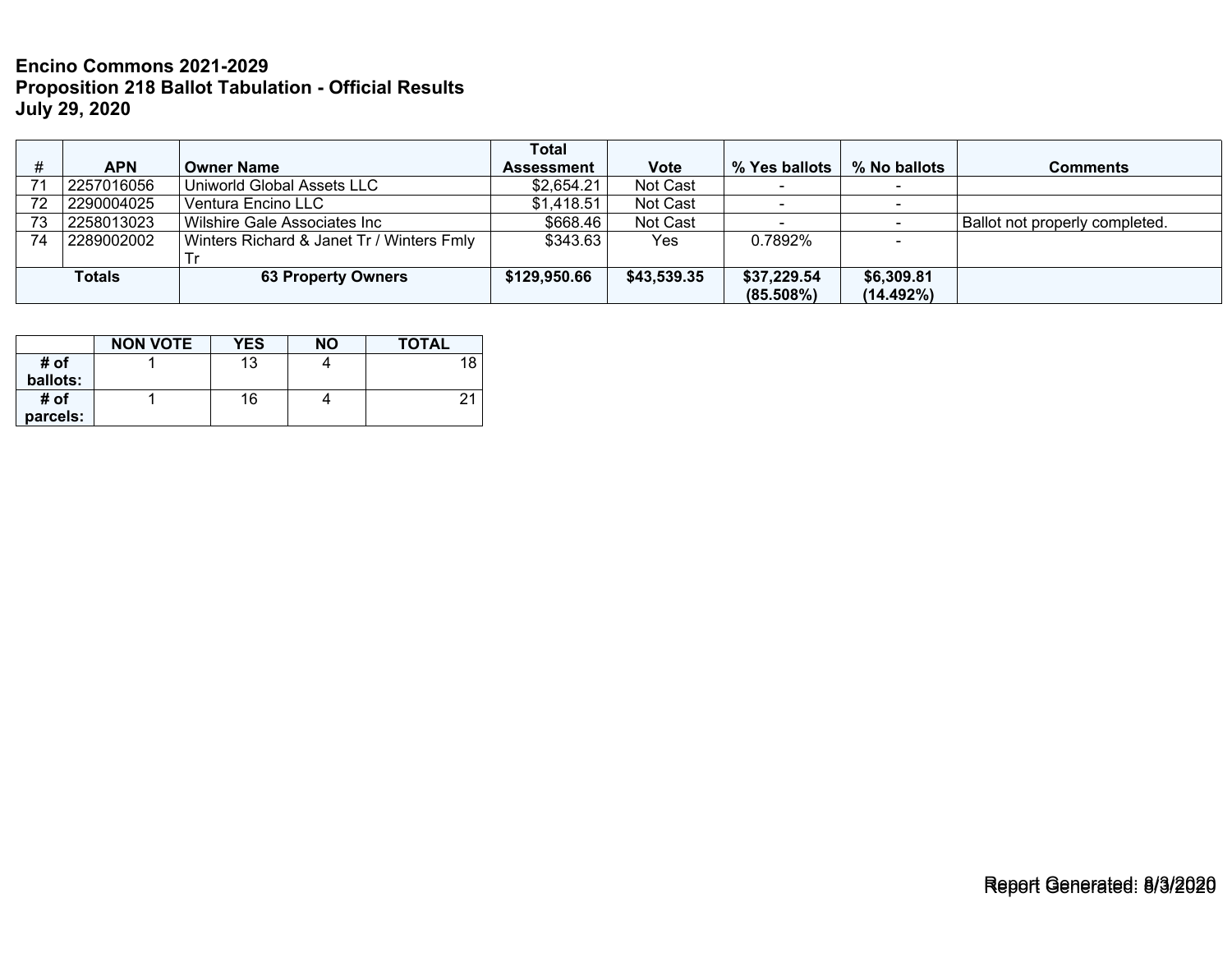**Encino Commons 2021-2029**
**Proposition 218 Ballot Tabulation - Official Results**
**July 29, 2020**

| # | APN | Owner Name | Total Assessment | Vote | % Yes ballots | % No ballots | Comments |
|---|---|---|---|---|---|---|---|
| 71 | 2257016056 | Uniworld Global Assets LLC | $2,654.21 | Not Cast | - | - | |
| 72 | 2290004025 | Ventura Encino LLC | $1,418.51 | Not Cast | - | - | |
| 73 | 2258013023 | Wilshire Gale Associates Inc | $668.46 | Not Cast | - | - | Ballot not properly completed. |
| 74 | 2289002002 | Winters Richard & Janet Tr / Winters Fmly Tr | $343.63 | Yes | 0.7892% | - | |
| **Totals** | | **63 Property Owners** | **$129,950.66** | **$43,539.35** | **$37,229.54 (85.508%)** | **$6,309.81 (14.492%)** | |

| | NON VOTE | YES | NO | TOTAL |
|---|---|---|---|---|
| **# of ballots:** | 1 | 13 | 4 | 18 |
| **# of parcels:** | 1 | 16 | 4 | 21 |

Report Generated: 8/3/2020